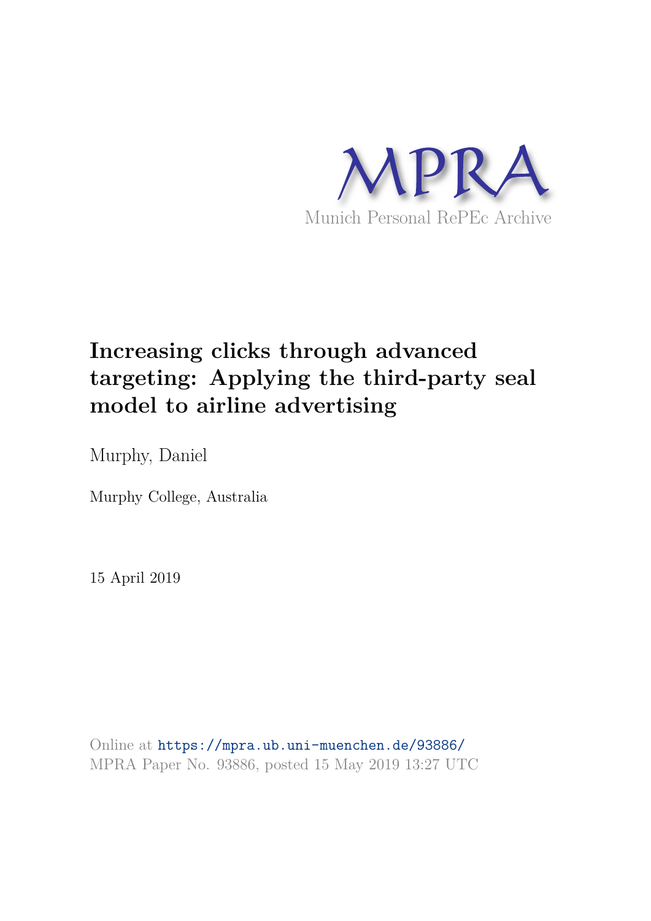MPRA

Munich Personal RePEc Archive

# Increasing clicks through advanced targeting: Applying the third-party seal model to airline advertising

Murphy, Daniel

Murphy College, Australia

15 April 2019

Online at https://mpra.ub.uni-muenchen.de/93886/
MPRA Paper No. 93886, posted 15 May 2019 13:27 UTC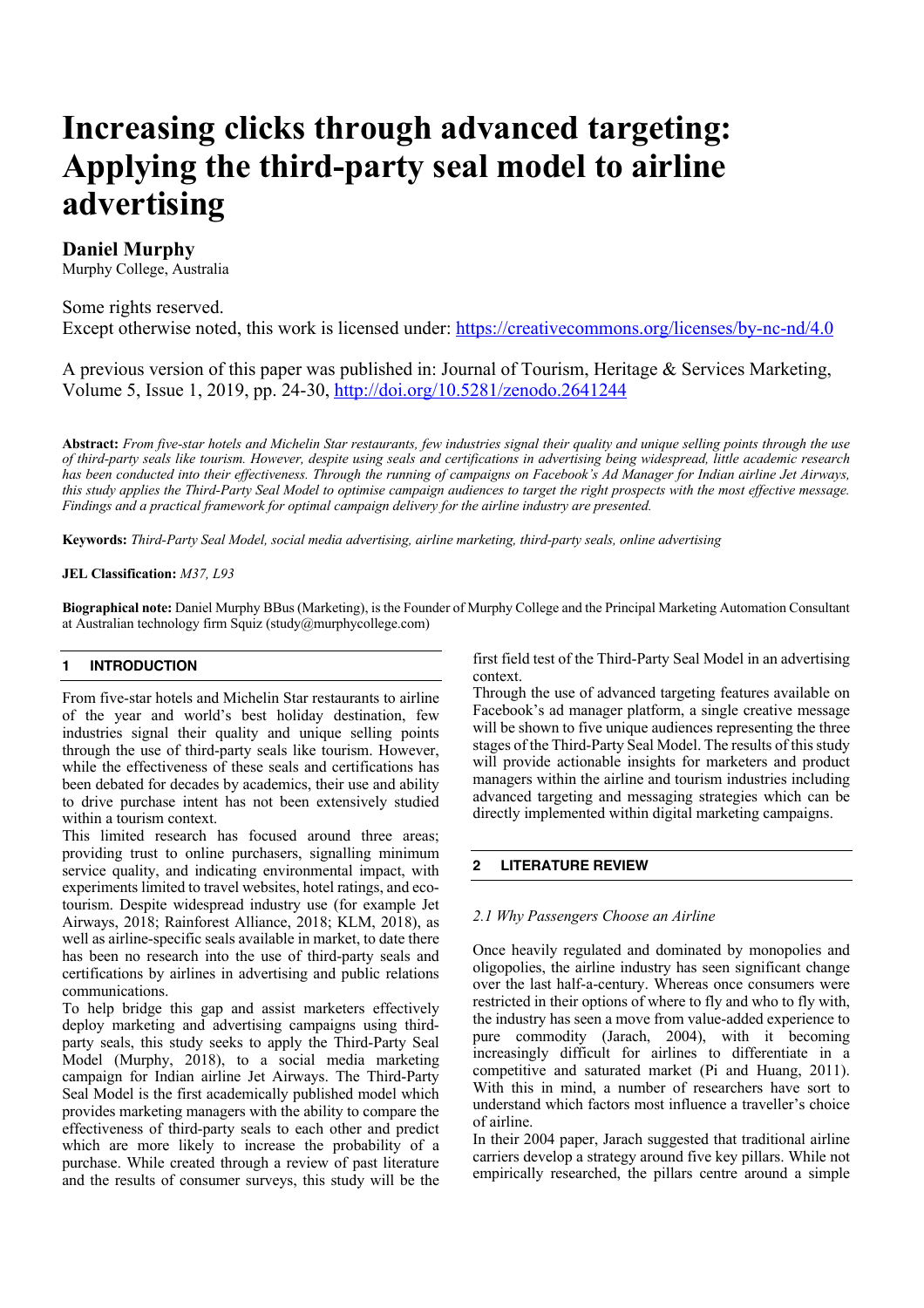# Increasing clicks through advanced targeting: Applying the third-party seal model to airline advertising

**Daniel Murphy**
Murphy College, Australia

Some rights reserved.
Except otherwise noted, this work is licensed under: https://creativecommons.org/licenses/by-nc-nd/4.0

A previous version of this paper was published in: Journal of Tourism, Heritage & Services Marketing, Volume 5, Issue 1, 2019, pp. 24-30, http://doi.org/10.5281/zenodo.2641244

**Abstract:** *From five-star hotels and Michelin Star restaurants, few industries signal their quality and unique selling points through the use of third-party seals like tourism. However, despite using seals and certifications in advertising being widespread, little academic research has been conducted into their effectiveness. Through the running of campaigns on Facebook's Ad Manager for Indian airline Jet Airways, this study applies the Third-Party Seal Model to optimise campaign audiences to target the right prospects with the most effective message. Findings and a practical framework for optimal campaign delivery for the airline industry are presented.*

**Keywords:** *Third-Party Seal Model, social media advertising, airline marketing, third-party seals, online advertising*

**JEL Classification:** *M37, L93*

**Biographical note:** Daniel Murphy BBus (Marketing), is the Founder of Murphy College and the Principal Marketing Automation Consultant at Australian technology firm Squiz (study@murphycollege.com)

## 1 INTRODUCTION

From five-star hotels and Michelin Star restaurants to airline of the year and world's best holiday destination, few industries signal their quality and unique selling points through the use of third-party seals like tourism. However, while the effectiveness of these seals and certifications has been debated for decades by academics, their use and ability to drive purchase intent has not been extensively studied within a tourism context.

This limited research has focused around three areas; providing trust to online purchasers, signalling minimum service quality, and indicating environmental impact, with experiments limited to travel websites, hotel ratings, and eco-tourism. Despite widespread industry use (for example Jet Airways, 2018; Rainforest Alliance, 2018; KLM, 2018), as well as airline-specific seals available in market, to date there has been no research into the use of third-party seals and certifications by airlines in advertising and public relations communications.

To help bridge this gap and assist marketers effectively deploy marketing and advertising campaigns using third-party seals, this study seeks to apply the Third-Party Seal Model (Murphy, 2018), to a social media marketing campaign for Indian airline Jet Airways. The Third-Party Seal Model is the first academically published model which provides marketing managers with the ability to compare the effectiveness of third-party seals to each other and predict which are more likely to increase the probability of a purchase. While created through a review of past literature and the results of consumer surveys, this study will be the first field test of the Third-Party Seal Model in an advertising context.

Through the use of advanced targeting features available on Facebook's ad manager platform, a single creative message will be shown to five unique audiences representing the three stages of the Third-Party Seal Model. The results of this study will provide actionable insights for marketers and product managers within the airline and tourism industries including advanced targeting and messaging strategies which can be directly implemented within digital marketing campaigns.

## 2 LITERATURE REVIEW

### *2.1 Why Passengers Choose an Airline*

Once heavily regulated and dominated by monopolies and oligopolies, the airline industry has seen significant change over the last half-a-century. Whereas once consumers were restricted in their options of where to fly and who to fly with, the industry has seen a move from value-added experience to pure commodity (Jarach, 2004), with it becoming increasingly difficult for airlines to differentiate in a competitive and saturated market (Pi and Huang, 2011). With this in mind, a number of researchers have sort to understand which factors most influence a traveller's choice of airline.

In their 2004 paper, Jarach suggested that traditional airline carriers develop a strategy around five key pillars. While not empirically researched, the pillars centre around a simple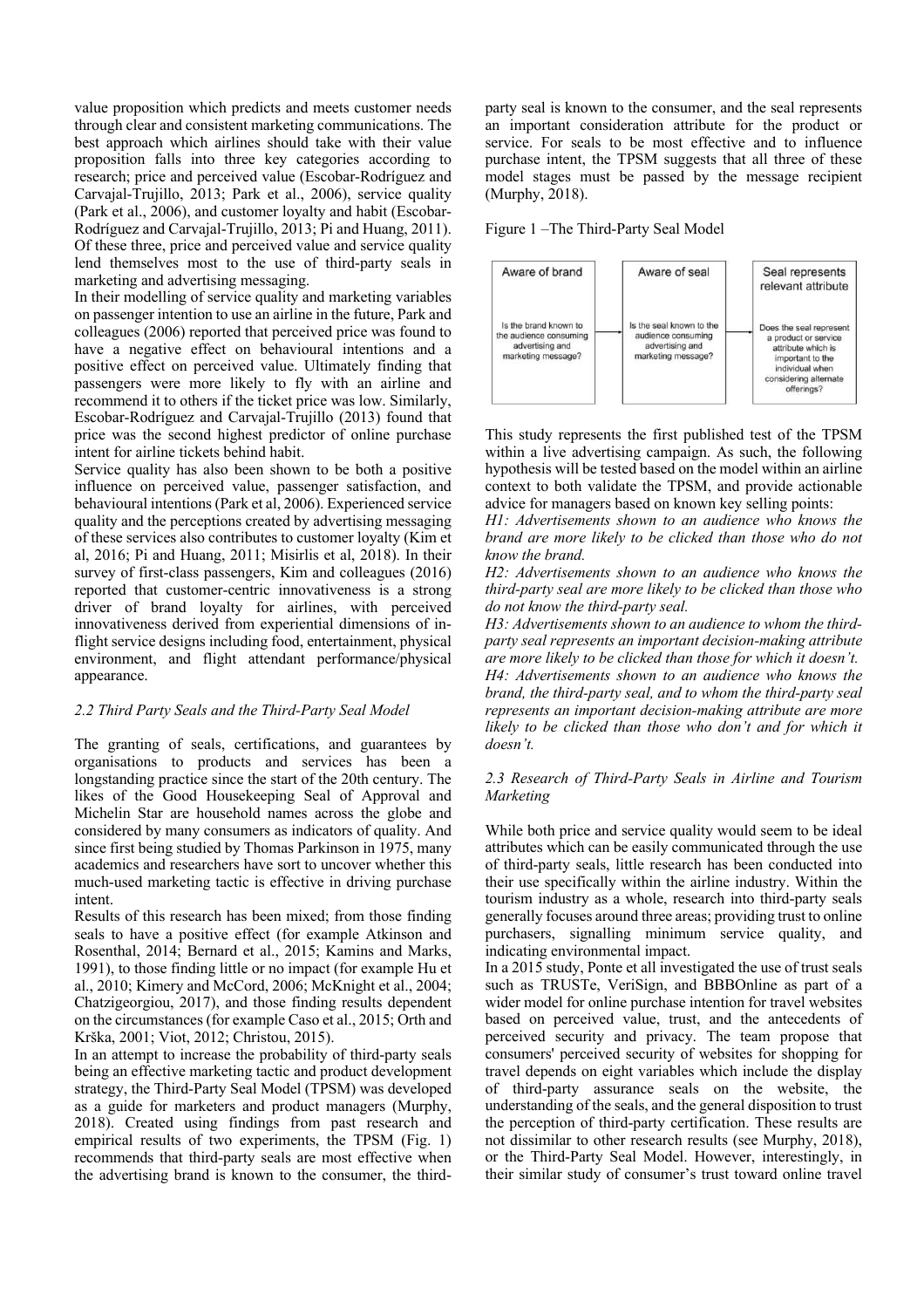value proposition which predicts and meets customer needs through clear and consistent marketing communications. The best approach which airlines should take with their value proposition falls into three key categories according to research; price and perceived value (Escobar-Rodríguez and Carvajal-Trujillo, 2013; Park et al., 2006), service quality (Park et al., 2006), and customer loyalty and habit (Escobar-Rodríguez and Carvajal-Trujillo, 2013; Pi and Huang, 2011). Of these three, price and perceived value and service quality lend themselves most to the use of third-party seals in marketing and advertising messaging.

In their modelling of service quality and marketing variables on passenger intention to use an airline in the future, Park and colleagues (2006) reported that perceived price was found to have a negative effect on behavioural intentions and a positive effect on perceived value. Ultimately finding that passengers were more likely to fly with an airline and recommend it to others if the ticket price was low. Similarly, Escobar-Rodríguez and Carvajal-Trujillo (2013) found that price was the second highest predictor of online purchase intent for airline tickets behind habit.

Service quality has also been shown to be both a positive influence on perceived value, passenger satisfaction, and behavioural intentions (Park et al, 2006). Experienced service quality and the perceptions created by advertising messaging of these services also contributes to customer loyalty (Kim et al, 2016; Pi and Huang, 2011; Misirlis et al, 2018). In their survey of first-class passengers, Kim and colleagues (2016) reported that customer-centric innovativeness is a strong driver of brand loyalty for airlines, with perceived innovativeness derived from experiential dimensions of in-flight service designs including food, entertainment, physical environment, and flight attendant performance/physical appearance.

*2.2 Third Party Seals and the Third-Party Seal Model*

The granting of seals, certifications, and guarantees by organisations to products and services has been a longstanding practice since the start of the 20th century. The likes of the Good Housekeeping Seal of Approval and Michelin Star are household names across the globe and considered by many consumers as indicators of quality. And since first being studied by Thomas Parkinson in 1975, many academics and researchers have sort to uncover whether this much-used marketing tactic is effective in driving purchase intent.

Results of this research has been mixed; from those finding seals to have a positive effect (for example Atkinson and Rosenthal, 2014; Bernard et al., 2015; Kamins and Marks, 1991), to those finding little or no impact (for example Hu et al., 2010; Kimery and McCord, 2006; McKnight et al., 2004; Chatzigeorgiou, 2017), and those finding results dependent on the circumstances (for example Caso et al., 2015; Orth and Krška, 2001; Viot, 2012; Christou, 2015).

In an attempt to increase the probability of third-party seals being an effective marketing tactic and product development strategy, the Third-Party Seal Model (TPSM) was developed as a guide for marketers and product managers (Murphy, 2018). Created using findings from past research and empirical results of two experiments, the TPSM (Fig. 1) recommends that third-party seals are most effective when the advertising brand is known to the consumer, the third-party seal is known to the consumer, and the seal represents an important consideration attribute for the product or service. For seals to be most effective and to influence purchase intent, the TPSM suggests that all three of these model stages must be passed by the message recipient (Murphy, 2018).

Figure 1 –The Third-Party Seal Model

| Aware of brand | Aware of seal | Seal represents relevant attribute |
|---|---|---|
| Is the brand known to the audience consuming advertising and marketing message? | Is the seal known to the audience consuming advertising and marketing message? | Does the seal represent a product or service attribute which is important to the individual when considering alternate offerings? |

This study represents the first published test of the TPSM within a live advertising campaign. As such, the following hypothesis will be tested based on the model within an airline context to both validate the TPSM, and provide actionable advice for managers based on known key selling points:

*H1: Advertisements shown to an audience who knows the brand are more likely to be clicked than those who do not know the brand.*

*H2: Advertisements shown to an audience who knows the third-party seal are more likely to be clicked than those who do not know the third-party seal.*

*H3: Advertisements shown to an audience to whom the third-party seal represents an important decision-making attribute are more likely to be clicked than those for which it doesn't.*

*H4: Advertisements shown to an audience who knows the brand, the third-party seal, and to whom the third-party seal represents an important decision-making attribute are more likely to be clicked than those who don't and for which it doesn't.*

*2.3 Research of Third-Party Seals in Airline and Tourism Marketing*

While both price and service quality would seem to be ideal attributes which can be easily communicated through the use of third-party seals, little research has been conducted into their use specifically within the airline industry. Within the tourism industry as a whole, research into third-party seals generally focuses around three areas; providing trust to online purchasers, signalling minimum service quality, and indicating environmental impact.

In a 2015 study, Ponte et all investigated the use of trust seals such as TRUSTe, VeriSign, and BBBOnline as part of a wider model for online purchase intention for travel websites based on perceived value, trust, and the antecedents of perceived security and privacy. The team propose that consumers' perceived security of websites for shopping for travel depends on eight variables which include the display of third-party assurance seals on the website, the understanding of the seals, and the general disposition to trust the perception of third-party certification. These results are not dissimilar to other research results (see Murphy, 2018), or the Third-Party Seal Model. However, interestingly, in their similar study of consumer's trust toward online travel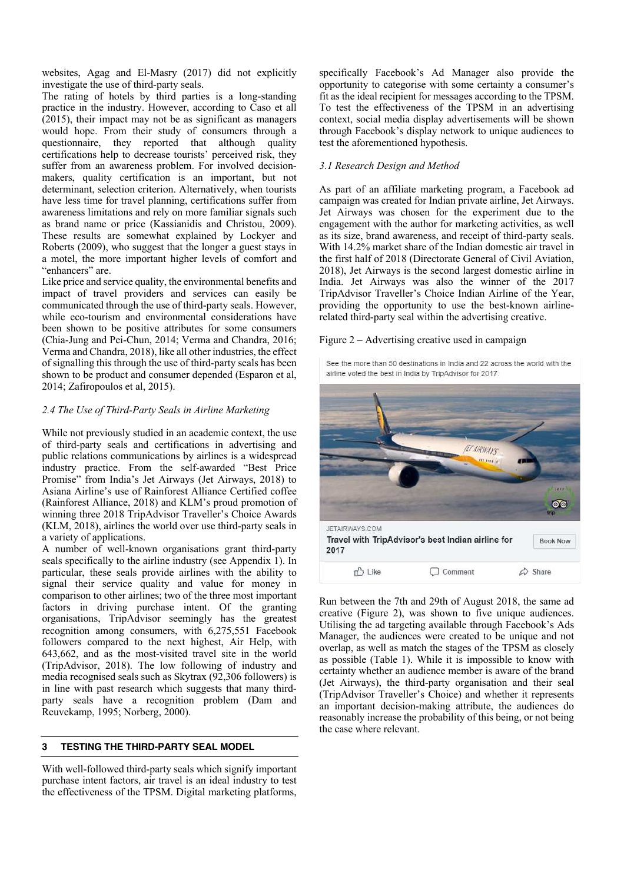websites, Agag and El-Masry (2017) did not explicitly investigate the use of third-party seals.

The rating of hotels by third parties is a long-standing practice in the industry. However, according to Caso et all (2015), their impact may not be as significant as managers would hope. From their study of consumers through a questionnaire, they reported that although quality certifications help to decrease tourists' perceived risk, they suffer from an awareness problem. For involved decision-makers, quality certification is an important, but not determinant, selection criterion. Alternatively, when tourists have less time for travel planning, certifications suffer from awareness limitations and rely on more familiar signals such as brand name or price (Kassianidis and Christou, 2009). These results are somewhat explained by Lockyer and Roberts (2009), who suggest that the longer a guest stays in a motel, the more important higher levels of comfort and "enhancers" are.

Like price and service quality, the environmental benefits and impact of travel providers and services can easily be communicated through the use of third-party seals. However, while eco-tourism and environmental considerations have been shown to be positive attributes for some consumers (Chia-Jung and Pei-Chun, 2014; Verma and Chandra, 2016; Verma and Chandra, 2018), like all other industries, the effect of signalling this through the use of third-party seals has been shown to be product and consumer depended (Esparon et al, 2014; Zafiropoulos et al, 2015).

### 2.4 The Use of Third-Party Seals in Airline Marketing

While not previously studied in an academic context, the use of third-party seals and certifications in advertising and public relations communications by airlines is a widespread industry practice. From the self-awarded "Best Price Promise" from India's Jet Airways (Jet Airways, 2018) to Asiana Airline's use of Rainforest Alliance Certified coffee (Rainforest Alliance, 2018) and KLM's proud promotion of winning three 2018 TripAdvisor Traveller's Choice Awards (KLM, 2018), airlines the world over use third-party seals in a variety of applications.

A number of well-known organisations grant third-party seals specifically to the airline industry (see Appendix 1). In particular, these seals provide airlines with the ability to signal their service quality and value for money in comparison to other airlines; two of the three most important factors in driving purchase intent. Of the granting organisations, TripAdvisor seemingly has the greatest recognition among consumers, with 6,275,551 Facebook followers compared to the next highest, Air Help, with 643,662, and as the most-visited travel site in the world (TripAdvisor, 2018). The low following of industry and media recognised seals such as Skytrax (92,306 followers) is in line with past research which suggests that many third-party seals have a recognition problem (Dam and Reuvekamp, 1995; Norberg, 2000).

## 3 TESTING THE THIRD-PARTY SEAL MODEL

With well-followed third-party seals which signify important purchase intent factors, air travel is an ideal industry to test the effectiveness of the TPSM. Digital marketing platforms, specifically Facebook's Ad Manager also provide the opportunity to categorise with some certainty a consumer's fit as the ideal recipient for messages according to the TPSM. To test the effectiveness of the TPSM in an advertising context, social media display advertisements will be shown through Facebook's display network to unique audiences to test the aforementioned hypothesis.

### 3.1 Research Design and Method

As part of an affiliate marketing program, a Facebook ad campaign was created for Indian private airline, Jet Airways. Jet Airways was chosen for the experiment due to the engagement with the author for marketing activities, as well as its size, brand awareness, and receipt of third-party seals. With 14.2% market share of the Indian domestic air travel in the first half of 2018 (Directorate General of Civil Aviation, 2018), Jet Airways is the second largest domestic airline in India. Jet Airways was also the winner of the 2017 TripAdvisor Traveller's Choice Indian Airline of the Year, providing the opportunity to use the best-known airline-related third-party seal within the advertising creative.

Figure 2 – Advertising creative used in campaign

See the more than 50 destinations in India and 22 across the world with the airline voted the best in India by TripAdvisor for 2017.

JETAIRWAYS.COM
Travel with TripAdvisor's best Indian airline for 2017 — Book Now

Like — Comment — Share

Run between the 7th and 29th of August 2018, the same ad creative (Figure 2), was shown to five unique audiences. Utilising the ad targeting available through Facebook's Ads Manager, the audiences were created to be unique and not overlap, as well as match the stages of the TPSM as closely as possible (Table 1). While it is impossible to know with certainty whether an audience member is aware of the brand (Jet Airways), the third-party organisation and their seal (TripAdvisor Traveller's Choice) and whether it represents an important decision-making attribute, the audiences do reasonably increase the probability of this being, or not being the case where relevant.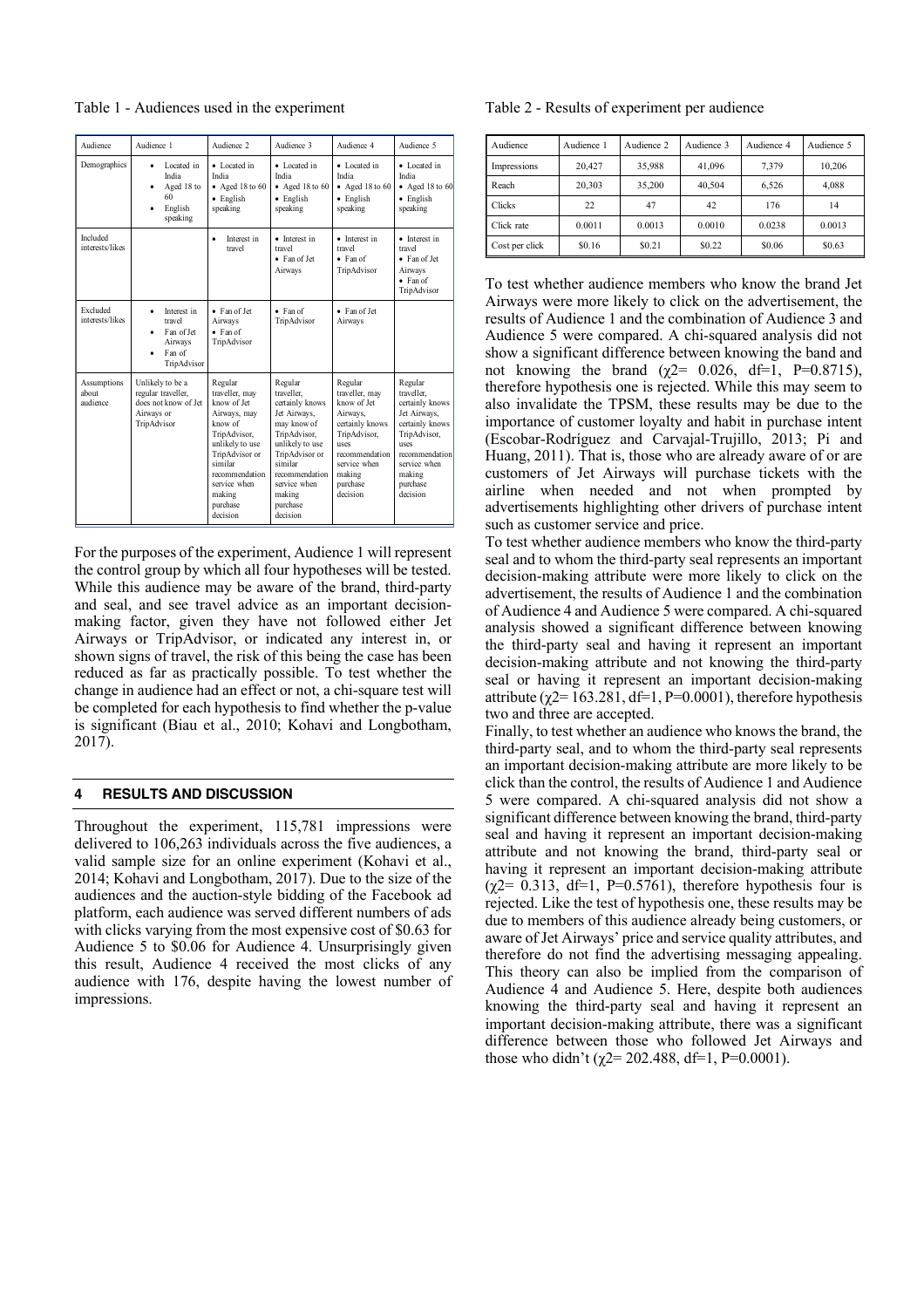Table 1 - Audiences used in the experiment

| Audience | Audience 1 | Audience 2 | Audience 3 | Audience 4 | Audience 5 |
|---|---|---|---|---|---|
| Demographics | • Located in India<br>• Aged 18 to 60<br>• English speaking | • Located in India<br>• Aged 18 to 60<br>• English speaking | • Located in India<br>• Aged 18 to 60<br>• English speaking | • Located in India<br>• Aged 18 to 60<br>• English speaking | • Located in India<br>• Aged 18 to 60<br>• English speaking |
| Included interests/likes | | • Interest in travel | • Interest in travel<br>• Fan of Jet Airways | • Interest in travel<br>• Fan of TripAdvisor | • Interest in travel<br>• Fan of Jet Airways<br>• Fan of TripAdvisor |
| Excluded interests/likes | • Interest in travel<br>• Fan of Jet Airways<br>• Fan of TripAdvisor | • Fan of Jet Airways<br>• Fan of TripAdvisor | • Fan of TripAdvisor | • Fan of Jet Airways | |
| Assumptions about audience | Unlikely to be a regular traveller, does not know of Jet Airways or TripAdvisor | Regular traveller, may know of Jet Airways, may know of TripAdvisor, unlikely to use TripAdvisor or similar recommendation service when making purchase decision | Regular traveller, certainly knows Jet Airways, may know of TripAdvisor, unlikely to use TripAdvisor or similar recommendation service when making purchase decision | Regular traveller, may know of Jet Airways, certainly knows TripAdvisor, uses recommendation service when making purchase decision | Regular traveller, certainly knows Jet Airways, certainly knows TripAdvisor, uses recommendation service when making purchase decision |

For the purposes of the experiment, Audience 1 will represent the control group by which all four hypotheses will be tested. While this audience may be aware of the brand, third-party and seal, and see travel advice as an important decision-making factor, given they have not followed either Jet Airways or TripAdvisor, or indicated any interest in, or shown signs of travel, the risk of this being the case has been reduced as far as practically possible. To test whether the change in audience had an effect or not, a chi-square test will be completed for each hypothesis to find whether the p-value is significant (Biau et al., 2010; Kohavi and Longbotham, 2017).

## 4 RESULTS AND DISCUSSION

Throughout the experiment, 115,781 impressions were delivered to 106,263 individuals across the five audiences, a valid sample size for an online experiment (Kohavi et al., 2014; Kohavi and Longbotham, 2017). Due to the size of the audiences and the auction-style bidding of the Facebook ad platform, each audience was served different numbers of ads with clicks varying from the most expensive cost of \$0.63 for Audience 5 to \$0.06 for Audience 4. Unsurprisingly given this result, Audience 4 received the most clicks of any audience with 176, despite having the lowest number of impressions.

Table 2 - Results of experiment per audience

| Audience | Audience 1 | Audience 2 | Audience 3 | Audience 4 | Audience 5 |
|---|---|---|---|---|---|
| Impressions | 20,427 | 35,988 | 41,096 | 7,379 | 10,206 |
| Reach | 20,303 | 35,200 | 40,504 | 6,526 | 4,088 |
| Clicks | 22 | 47 | 42 | 176 | 14 |
| Click rate | 0.0011 | 0.0013 | 0.0010 | 0.0238 | 0.0013 |
| Cost per click | \$0.16 | \$0.21 | \$0.22 | \$0.06 | \$0.63 |

To test whether audience members who know the brand Jet Airways were more likely to click on the advertisement, the results of Audience 1 and the combination of Audience 3 and Audience 5 were compared. A chi-squared analysis did not show a significant difference between knowing the band and not knowing the brand ($\chi^2$= 0.026, df=1, P=0.8715), therefore hypothesis one is rejected. While this may seem to also invalidate the TPSM, these results may be due to the importance of customer loyalty and habit in purchase intent (Escobar-Rodríguez and Carvajal-Trujillo, 2013; Pi and Huang, 2011). That is, those who are already aware of or are customers of Jet Airways will purchase tickets with the airline when needed and not when prompted by advertisements highlighting other drivers of purchase intent such as customer service and price.

To test whether audience members who know the third-party seal and to whom the third-party seal represents an important decision-making attribute were more likely to click on the advertisement, the results of Audience 1 and the combination of Audience 4 and Audience 5 were compared. A chi-squared analysis showed a significant difference between knowing the third-party seal and having it represent an important decision-making attribute and not knowing the third-party seal or having it represent an important decision-making attribute ($\chi^2$= 163.281, df=1, P=0.0001), therefore hypothesis two and three are accepted.

Finally, to test whether an audience who knows the brand, the third-party seal, and to whom the third-party seal represents an important decision-making attribute are more likely to be click than the control, the results of Audience 1 and Audience 5 were compared. A chi-squared analysis did not show a significant difference between knowing the brand, third-party seal and having it represent an important decision-making attribute and not knowing the brand, third-party seal or having it represent an important decision-making attribute ($\chi^2$= 0.313, df=1, P=0.5761), therefore hypothesis four is rejected. Like the test of hypothesis one, these results may be due to members of this audience already being customers, or aware of Jet Airways' price and service quality attributes, and therefore do not find the advertising messaging appealing. This theory can also be implied from the comparison of Audience 4 and Audience 5. Here, despite both audiences knowing the third-party seal and having it represent an important decision-making attribute, there was a significant difference between those who followed Jet Airways and those who didn't ($\chi^2$= 202.488, df=1, P=0.0001).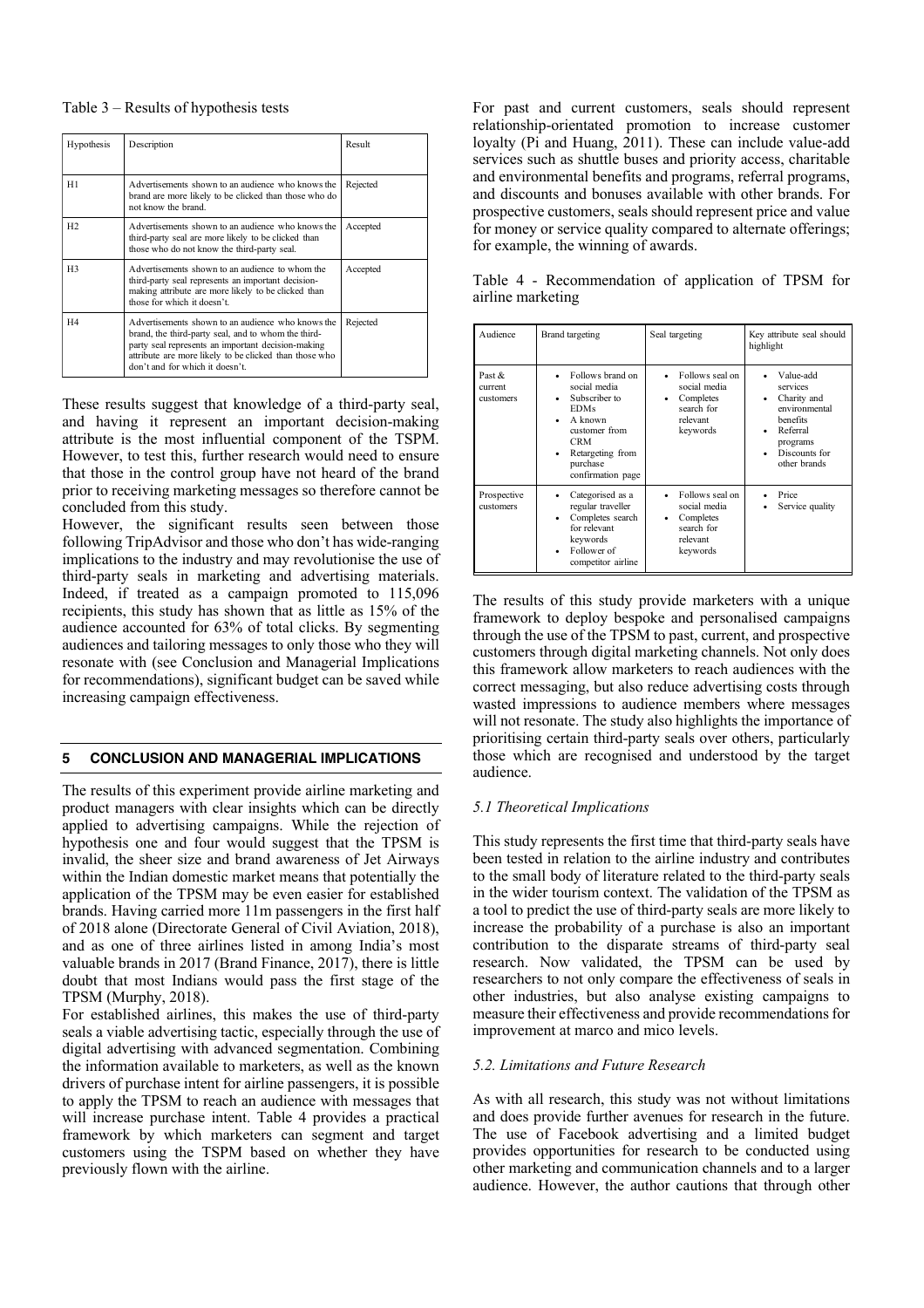Table 3 – Results of hypothesis tests

| Hypothesis | Description | Result |
|---|---|---|
| H1 | Advertisements shown to an audience who knows the brand are more likely to be clicked than those who do not know the brand. | Rejected |
| H2 | Advertisements shown to an audience who knows the third-party seal are more likely to be clicked than those who do not know the third-party seal. | Accepted |
| H3 | Advertisements shown to an audience to whom the third-party seal represents an important decision-making attribute are more likely to be clicked than those for which it doesn't. | Accepted |
| H4 | Advertisements shown to an audience who knows the brand, the third-party seal, and to whom the third-party seal represents an important decision-making attribute are more likely to be clicked than those who don't and for which it doesn't. | Rejected |

These results suggest that knowledge of a third-party seal, and having it represent an important decision-making attribute is the most influential component of the TSPM. However, to test this, further research would need to ensure that those in the control group have not heard of the brand prior to receiving marketing messages so therefore cannot be concluded from this study.

However, the significant results seen between those following TripAdvisor and those who don't have wide-ranging implications to the industry and may revolutionise the use of third-party seals in marketing and advertising materials. Indeed, if treated as a campaign promoted to 115,096 recipients, this study has shown that as little as 15% of the audience accounted for 63% of total clicks. By segmenting audiences and tailoring messages to only those who they will resonate with (see Conclusion and Managerial Implications for recommendations), significant budget can be saved while increasing campaign effectiveness.

## 5 CONCLUSION AND MANAGERIAL IMPLICATIONS

The results of this experiment provide airline marketing and product managers with clear insights which can be directly applied to advertising campaigns. While the rejection of hypothesis one and four would suggest that the TPSM is invalid, the sheer size and brand awareness of Jet Airways within the Indian domestic market means that potentially the application of the TPSM may be even easier for established brands. Having carried more 11m passengers in the first half of 2018 alone (Directorate General of Civil Aviation, 2018), and as one of three airlines listed in among India's most valuable brands in 2017 (Brand Finance, 2017), there is little doubt that most Indians would pass the first stage of the TPSM (Murphy, 2018).

For established airlines, this makes the use of third-party seals a viable advertising tactic, especially through the use of digital advertising with advanced segmentation. Combining the information available to marketers, as well as the known drivers of purchase intent for airline passengers, it is possible to apply the TPSM to reach an audience with messages that will increase purchase intent. Table 4 provides a practical framework by which marketers can segment and target customers using the TSPM based on whether they have previously flown with the airline.

For past and current customers, seals should represent relationship-orientated promotion to increase customer loyalty (Pi and Huang, 2011). These can include value-add services such as shuttle buses and priority access, charitable and environmental benefits and programs, referral programs, and discounts and bonuses available with other brands. For prospective customers, seals should represent price and value for money or service quality compared to alternate offerings; for example, the winning of awards.

Table 4 - Recommendation of application of TPSM for airline marketing

| Audience | Brand targeting | Seal targeting | Key attribute seal should highlight |
|---|---|---|---|
| Past & current customers | • Follows brand on social media<br>• Subscriber to EDMs<br>• A known customer from CRM<br>• Retargeting from purchase confirmation page | • Follows seal on social media<br>• Completes search for relevant keywords | • Value-add services<br>• Charity and environmental benefits<br>• Referral programs<br>• Discounts for other brands |
| Prospective customers | • Categorised as a regular traveller<br>• Completes search for relevant keywords<br>• Follower of competitor airline | • Follows seal on social media<br>• Completes search for relevant keywords | • Price<br>• Service quality |

The results of this study provide marketers with a unique framework to deploy bespoke and personalised campaigns through the use of the TPSM to past, current, and prospective customers through digital marketing channels. Not only does this framework allow marketers to reach audiences with the correct messaging, but also reduce advertising costs through wasted impressions to audience members where messages will not resonate. The study also highlights the importance of prioritising certain third-party seals over others, particularly those which are recognised and understood by the target audience.

### *5.1 Theoretical Implications*

This study represents the first time that third-party seals have been tested in relation to the airline industry and contributes to the small body of literature related to the third-party seals in the wider tourism context. The validation of the TPSM as a tool to predict the use of third-party seals are more likely to increase the probability of a purchase is also an important contribution to the disparate streams of third-party seal research. Now validated, the TPSM can be used by researchers to not only compare the effectiveness of seals in other industries, but also analyse existing campaigns to measure their effectiveness and provide recommendations for improvement at marco and mico levels.

### *5.2. Limitations and Future Research*

As with all research, this study was not without limitations and does provide further avenues for research in the future. The use of Facebook advertising and a limited budget provides opportunities for research to be conducted using other marketing and communication channels and to a larger audience. However, the author cautions that through other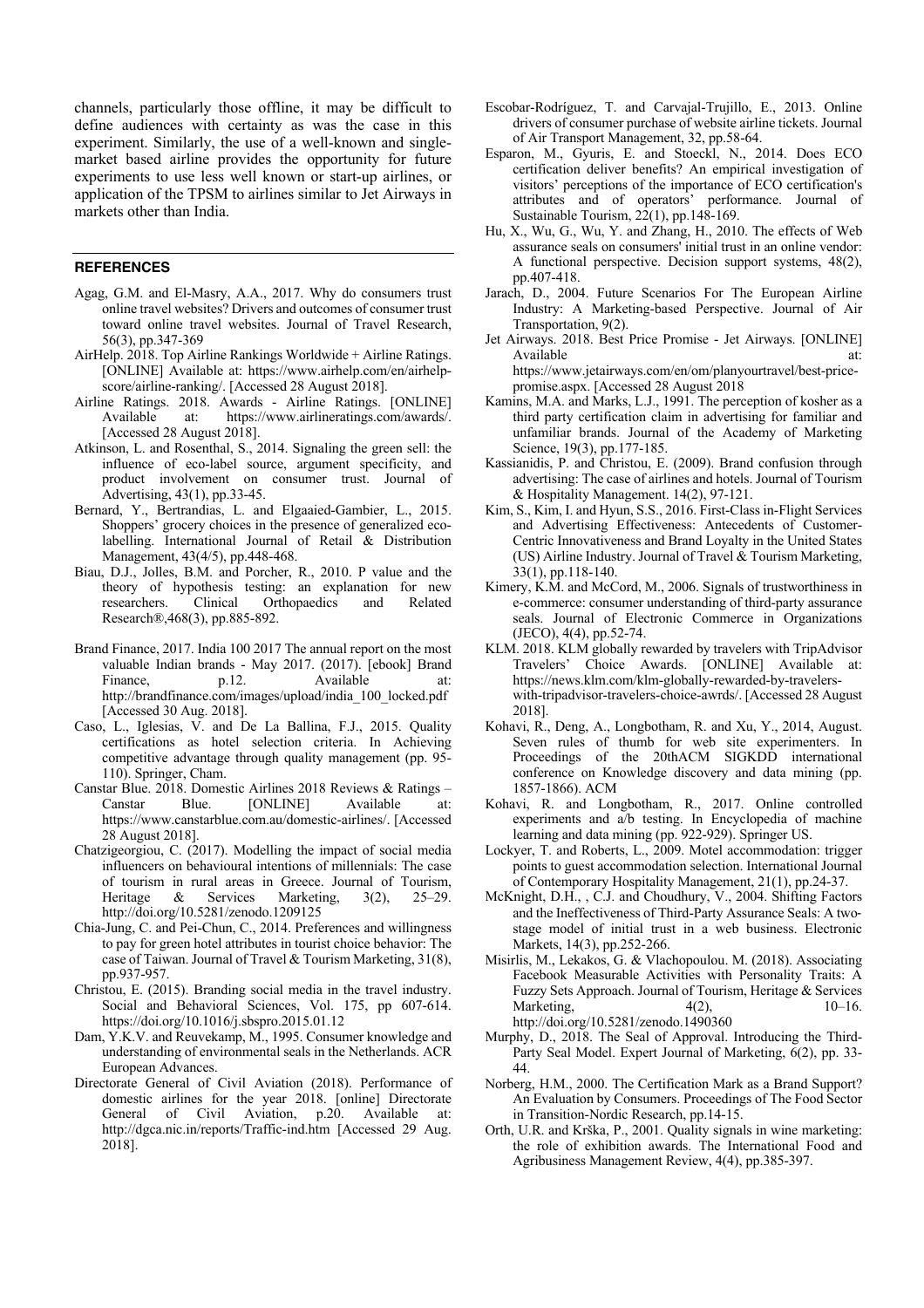channels, particularly those offline, it may be difficult to define audiences with certainty as was the case in this experiment. Similarly, the use of a well-known and single-market based airline provides the opportunity for future experiments to use less well known or start-up airlines, or application of the TPSM to airlines similar to Jet Airways in markets other than India.

## REFERENCES

Agag, G.M. and El-Masry, A.A., 2017. Why do consumers trust online travel websites? Drivers and outcomes of consumer trust toward online travel websites. Journal of Travel Research, 56(3), pp.347-369

AirHelp. 2018. Top Airline Rankings Worldwide + Airline Ratings. [ONLINE] Available at: https://www.airhelp.com/en/airhelp-score/airline-ranking/. [Accessed 28 August 2018].

Airline Ratings. 2018. Awards - Airline Ratings. [ONLINE] Available at: https://www.airlineratings.com/awards/. [Accessed 28 August 2018].

Atkinson, L. and Rosenthal, S., 2014. Signaling the green sell: the influence of eco-label source, argument specificity, and product involvement on consumer trust. Journal of Advertising, 43(1), pp.33-45.

Bernard, Y., Bertrandias, L. and Elgaaied-Gambier, L., 2015. Shoppers' grocery choices in the presence of generalized eco-labelling. International Journal of Retail & Distribution Management, 43(4/5), pp.448-468.

Biau, D.J., Jolles, B.M. and Porcher, R., 2010. P value and the theory of hypothesis testing: an explanation for new researchers. Clinical Orthopaedics and Related Research®,468(3), pp.885-892.

Brand Finance, 2017. India 100 2017 The annual report on the most valuable Indian brands - May 2017. (2017). [ebook] Brand Finance, p.12. Available at: http://brandfinance.com/images/upload/india_100_locked.pdf [Accessed 30 Aug. 2018].

Caso, L., Iglesias, V. and De La Ballina, F.J., 2015. Quality certifications as hotel selection criteria. In Achieving competitive advantage through quality management (pp. 95-110). Springer, Cham.

Canstar Blue. 2018. Domestic Airlines 2018 Reviews & Ratings – Canstar Blue. [ONLINE] Available at: https://www.canstarblue.com.au/domestic-airlines/. [Accessed 28 August 2018].

Chatzigeorgiou, C. (2017). Modelling the impact of social media influencers on behavioural intentions of millennials: The case of tourism in rural areas in Greece. Journal of Tourism, Heritage & Services Marketing, 3(2), 25–29. http://doi.org/10.5281/zenodo.1209125

Chia-Jung, C. and Pei-Chun, C., 2014. Preferences and willingness to pay for green hotel attributes in tourist choice behavior: The case of Taiwan. Journal of Travel & Tourism Marketing, 31(8), pp.937-957.

Christou, E. (2015). Branding social media in the travel industry. Social and Behavioral Sciences, Vol. 175, pp 607-614. https://doi.org/10.1016/j.sbspro.2015.01.12

Dam, Y.K.V. and Reuvekamp, M., 1995. Consumer knowledge and understanding of environmental seals in the Netherlands. ACR European Advances.

Directorate General of Civil Aviation (2018). Performance of domestic airlines for the year 2018. [online] Directorate General of Civil Aviation, p.20. Available at: http://dgca.nic.in/reports/Traffic-ind.htm [Accessed 29 Aug. 2018].

Escobar-Rodríguez, T. and Carvajal-Trujillo, E., 2013. Online drivers of consumer purchase of website airline tickets. Journal of Air Transport Management, 32, pp.58-64.

Esparon, M., Gyuris, E. and Stoeckl, N., 2014. Does ECO certification deliver benefits? An empirical investigation of visitors' perceptions of the importance of ECO certification's attributes and of operators' performance. Journal of Sustainable Tourism, 22(1), pp.148-169.

Hu, X., Wu, G., Wu, Y. and Zhang, H., 2010. The effects of Web assurance seals on consumers' initial trust in an online vendor: A functional perspective. Decision support systems, 48(2), pp.407-418.

Jarach, D., 2004. Future Scenarios For The European Airline Industry: A Marketing-based Perspective. Journal of Air Transportation, 9(2).

Jet Airways. 2018. Best Price Promise - Jet Airways. [ONLINE] Available at: https://www.jetairways.com/en/om/planyourtravel/best-price-promise.aspx. [Accessed 28 August 2018

Kamins, M.A. and Marks, L.J., 1991. The perception of kosher as a third party certification claim in advertising for familiar and unfamiliar brands. Journal of the Academy of Marketing Science, 19(3), pp.177-185.

Kassianidis, P. and Christou, E. (2009). Brand confusion through advertising: The case of airlines and hotels. Journal of Tourism & Hospitality Management. 14(2), 97-121.

Kim, S., Kim, I. and Hyun, S.S., 2016. First-Class in-Flight Services and Advertising Effectiveness: Antecedents of Customer-Centric Innovativeness and Brand Loyalty in the United States (US) Airline Industry. Journal of Travel & Tourism Marketing, 33(1), pp.118-140.

Kimery, K.M. and McCord, M., 2006. Signals of trustworthiness in e-commerce: consumer understanding of third-party assurance seals. Journal of Electronic Commerce in Organizations (JECO), 4(4), pp.52-74.

KLM. 2018. KLM globally rewarded by travelers with TripAdvisor Travelers' Choice Awards. [ONLINE] Available at: https://news.klm.com/klm-globally-rewarded-by-travelers-with-tripadvisor-travelers-choice-awrds/. [Accessed 28 August 2018].

Kohavi, R., Deng, A., Longbotham, R. and Xu, Y., 2014, August. Seven rules of thumb for web site experimenters. In Proceedings of the 20thACM SIGKDD international conference on Knowledge discovery and data mining (pp. 1857-1866). ACM

Kohavi, R. and Longbotham, R., 2017. Online controlled experiments and a/b testing. In Encyclopedia of machine learning and data mining (pp. 922-929). Springer US.

Lockyer, T. and Roberts, L., 2009. Motel accommodation: trigger points to guest accommodation selection. International Journal of Contemporary Hospitality Management, 21(1), pp.24-37.

McKnight, D.H., , C.J. and Choudhury, V., 2004. Shifting Factors and the Ineffectiveness of Third-Party Assurance Seals: A two-stage model of initial trust in a web business. Electronic Markets, 14(3), pp.252-266.

Misirlis, M., Lekakos, G. & Vlachopoulou. M. (2018). Associating Facebook Measurable Activities with Personality Traits: A Fuzzy Sets Approach. Journal of Tourism, Heritage & Services Marketing, 4(2), 10–16. http://doi.org/10.5281/zenodo.1490360

Murphy, D., 2018. The Seal of Approval. Introducing the Third-Party Seal Model. Expert Journal of Marketing, 6(2), pp. 33-44.

Norberg, H.M., 2000. The Certification Mark as a Brand Support? An Evaluation by Consumers. Proceedings of The Food Sector in Transition-Nordic Research, pp.14-15.

Orth, U.R. and Krška, P., 2001. Quality signals in wine marketing: the role of exhibition awards. The International Food and Agribusiness Management Review, 4(4), pp.385-397.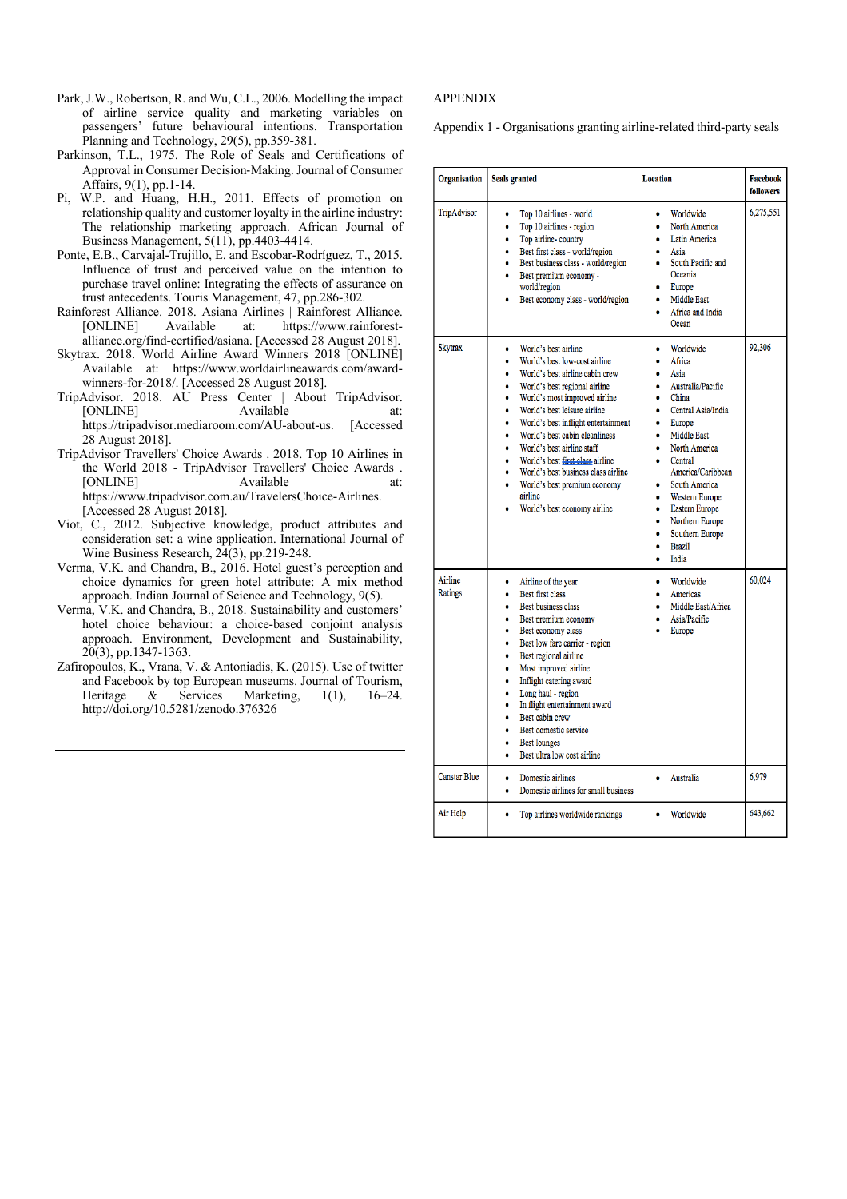Park, J.W., Robertson, R. and Wu, C.L., 2006. Modelling the impact of airline service quality and marketing variables on passengers' future behavioural intentions. Transportation Planning and Technology, 29(5), pp.359-381.

Parkinson, T.L., 1975. The Role of Seals and Certifications of Approval in Consumer Decision-Making. Journal of Consumer Affairs, 9(1), pp.1-14.

Pi, W.P. and Huang, H.H., 2011. Effects of promotion on relationship quality and customer loyalty in the airline industry: The relationship marketing approach. African Journal of Business Management, 5(11), pp.4403-4414.

Ponte, E.B., Carvajal-Trujillo, E. and Escobar-Rodríguez, T., 2015. Influence of trust and perceived value on the intention to purchase travel online: Integrating the effects of assurance on trust antecedents. Touris Management, 47, pp.286-302.

Rainforest Alliance. 2018. Asiana Airlines | Rainforest Alliance. [ONLINE] Available at: https://www.rainforest-alliance.org/find-certified/asiana. [Accessed 28 August 2018].

Skytrax. 2018. World Airline Award Winners 2018 [ONLINE] Available at: https://www.worldairlineawards.com/award-winners-for-2018/. [Accessed 28 August 2018].

TripAdvisor. 2018. AU Press Center | About TripAdvisor. [ONLINE] Available at: https://tripadvisor.mediaroom.com/AU-about-us. [Accessed 28 August 2018].

TripAdvisor Travellers' Choice Awards . 2018. Top 10 Airlines in the World 2018 - TripAdvisor Travellers' Choice Awards . [ONLINE] Available at: https://www.tripadvisor.com.au/TravelersChoice-Airlines. [Accessed 28 August 2018].

Viot, C., 2012. Subjective knowledge, product attributes and consideration set: a wine application. International Journal of Wine Business Research, 24(3), pp.219-248.

Verma, V.K. and Chandra, B., 2016. Hotel guest's perception and choice dynamics for green hotel attribute: A mix method approach. Indian Journal of Science and Technology, 9(5).

Verma, V.K. and Chandra, B., 2018. Sustainability and customers' hotel choice behaviour: a choice-based conjoint analysis approach. Environment, Development and Sustainability, 20(3), pp.1347-1363.

Zafiropoulos, K., Vrana, V. & Antoniadis, K. (2015). Use of twitter and Facebook by top European museums. Journal of Tourism, Heritage & Services Marketing, 1(1), 16–24. http://doi.org/10.5281/zenodo.376326

# APPENDIX

Appendix 1 - Organisations granting airline-related third-party seals

| Organisation | Seals granted | Location | Facebook followers |
|---|---|---|---|
| TripAdvisor | • Top 10 airlines - world<br>• Top 10 airlines - region<br>• Top airline- country<br>• Best first class - world/region<br>• Best business class - world/region<br>• Best premium economy - world/region<br>• Best economy class - world/region | • Worldwide<br>• North America<br>• Latin America<br>• Asia<br>• South Pacific and Oceania<br>• Europe<br>• Middle East<br>• Africa and India Ocean | 6,275,551 |
| Skytrax | • World's best airline<br>• World's best low-cost airline<br>• World's best airline cabin crew<br>• World's best regional airline<br>• World's most improved airline<br>• World's best leisure airline<br>• World's best inflight entertainment<br>• World's best cabin cleanliness<br>• World's best airline staff<br>• World's best first class airline<br>• World's best business class airline<br>• World's best premium economy airline<br>• World's best economy airline | • Worldwide<br>• Africa<br>• Asia<br>• Australia/Pacific<br>• China<br>• Central Asia/India<br>• Europe<br>• Middle East<br>• North America<br>• Central America/Caribbean<br>• South America<br>• Western Europe<br>• Eastern Europe<br>• Northern Europe<br>• Southern Europe<br>• Brazil<br>• India | 92,306 |
| Airline Ratings | • Airline of the year<br>• Best first class<br>• Best business class<br>• Best premium economy<br>• Best economy class<br>• Best low fare carrier - region<br>• Best regional airline<br>• Most improved airline<br>• Inflight catering award<br>• Long haul - region<br>• In flight entertainment award<br>• Best cabin crew<br>• Best domestic service<br>• Best lounges<br>• Best ultra low cost airline | • Worldwide<br>• Americas<br>• Middle East/Africa<br>• Asia/Pacific<br>• Europe | 60,024 |
| Canstar Blue | • Domestic airlines<br>• Domestic airlines for small business | • Australia | 6,979 |
| Air Help | • Top airlines worldwide rankings | • Worldwide | 643,662 |